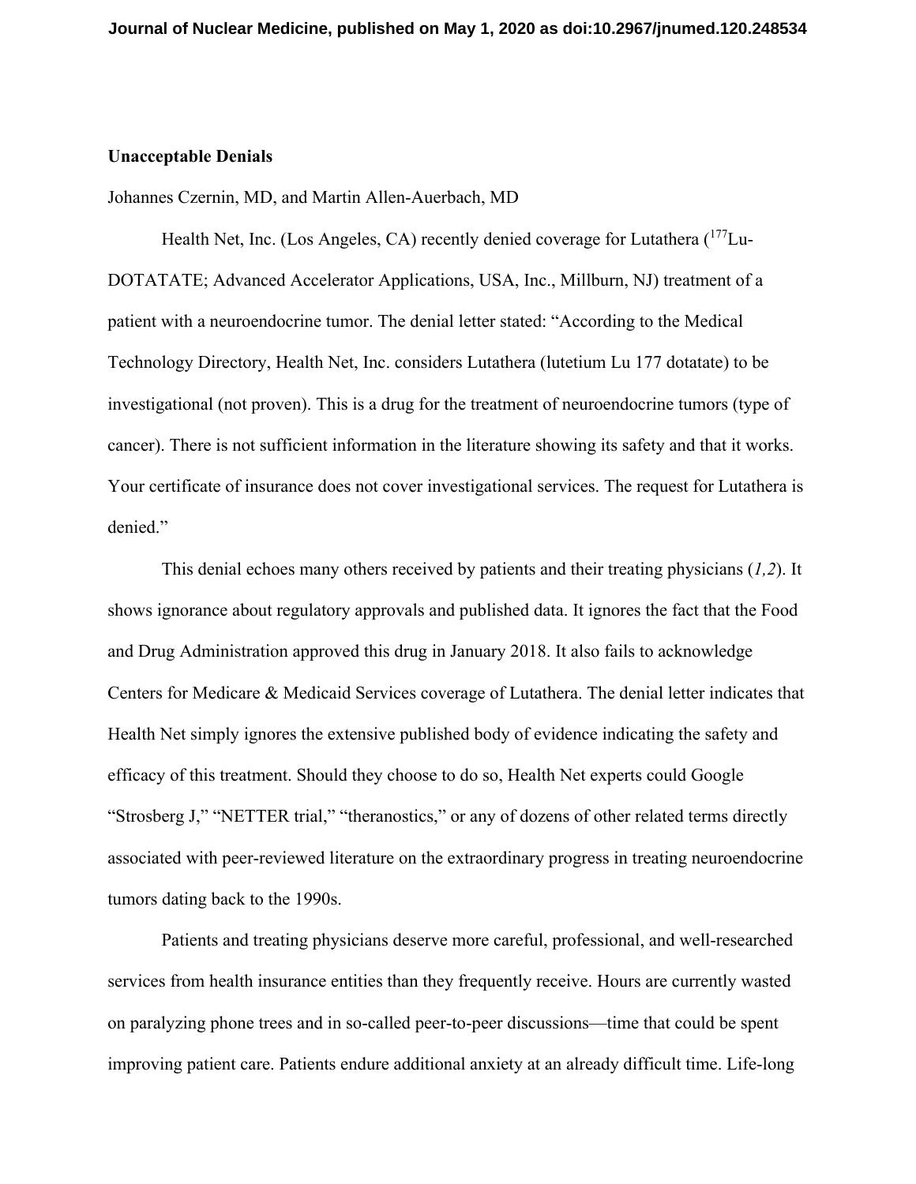**Unacceptable Denials**

Johannes Czernin, MD, and Martin Allen-Auerbach, MD

Health Net, Inc. (Los Angeles, CA) recently denied coverage for Lutathera ($^{177}$Lu-DOTATATE; Advanced Accelerator Applications, USA, Inc., Millburn, NJ) treatment of a patient with a neuroendocrine tumor. The denial letter stated: "According to the Medical Technology Directory, Health Net, Inc. considers Lutathera (lutetium Lu 177 dotatate) to be investigational (not proven). This is a drug for the treatment of neuroendocrine tumors (type of cancer). There is not sufficient information in the literature showing its safety and that it works. Your certificate of insurance does not cover investigational services. The request for Lutathera is denied."

This denial echoes many others received by patients and their treating physicians (*1,2*). It shows ignorance about regulatory approvals and published data. It ignores the fact that the Food and Drug Administration approved this drug in January 2018. It also fails to acknowledge Centers for Medicare & Medicaid Services coverage of Lutathera. The denial letter indicates that Health Net simply ignores the extensive published body of evidence indicating the safety and efficacy of this treatment. Should they choose to do so, Health Net experts could Google "Strosberg J," "NETTER trial," "theranostics," or any of dozens of other related terms directly associated with peer-reviewed literature on the extraordinary progress in treating neuroendocrine tumors dating back to the 1990s.

Patients and treating physicians deserve more careful, professional, and well-researched services from health insurance entities than they frequently receive. Hours are currently wasted on paralyzing phone trees and in so-called peer-to-peer discussions—time that could be spent improving patient care. Patients endure additional anxiety at an already difficult time. Life-long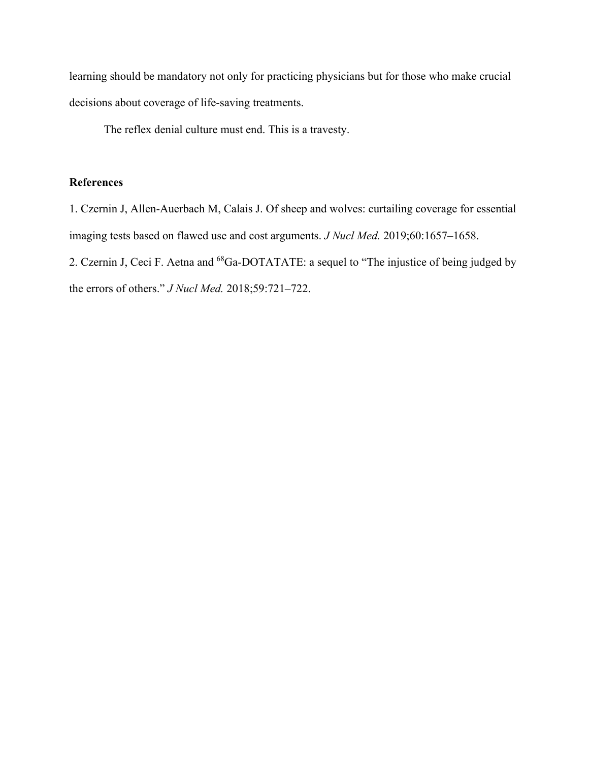learning should be mandatory not only for practicing physicians but for those who make crucial decisions about coverage of life-saving treatments.

The reflex denial culture must end. This is a travesty.

**References**

1. Czernin J, Allen-Auerbach M, Calais J. Of sheep and wolves: curtailing coverage for essential imaging tests based on flawed use and cost arguments. *J Nucl Med.* 2019;60:1657–1658.
2. Czernin J, Ceci F. Aetna and $^{68}$Ga-DOTATATE: a sequel to "The injustice of being judged by the errors of others." *J Nucl Med.* 2018;59:721–722.